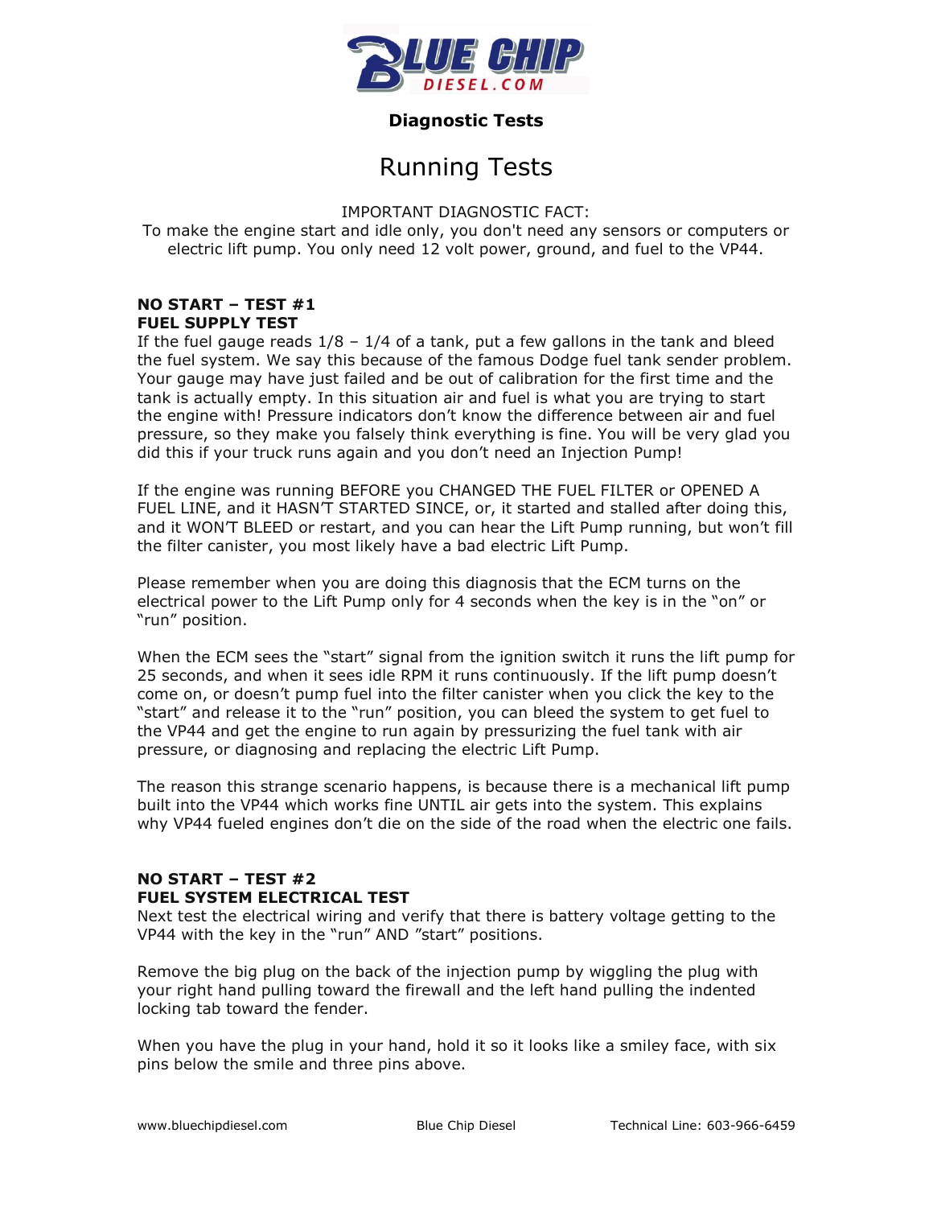**Diagnostic Tests**

# Running Tests

IMPORTANT DIAGNOSTIC FACT:
To make the engine start and idle only, you don't need any sensors or computers or electric lift pump. You only need 12 volt power, ground, and fuel to the VP44.

**NO START – TEST #1**
**FUEL SUPPLY TEST**
If the fuel gauge reads 1/8 – 1/4 of a tank, put a few gallons in the tank and bleed the fuel system. We say this because of the famous Dodge fuel tank sender problem. Your gauge may have just failed and be out of calibration for the first time and the tank is actually empty. In this situation air and fuel is what you are trying to start the engine with! Pressure indicators don't know the difference between air and fuel pressure, so they make you falsely think everything is fine. You will be very glad you did this if your truck runs again and you don't need an Injection Pump!

If the engine was running BEFORE you CHANGED THE FUEL FILTER or OPENED A FUEL LINE, and it HASN'T STARTED SINCE, or, it started and stalled after doing this, and it WON'T BLEED or restart, and you can hear the Lift Pump running, but won't fill the filter canister, you most likely have a bad electric Lift Pump.

Please remember when you are doing this diagnosis that the ECM turns on the electrical power to the Lift Pump only for 4 seconds when the key is in the "on" or "run" position.

When the ECM sees the "start" signal from the ignition switch it runs the lift pump for 25 seconds, and when it sees idle RPM it runs continuously. If the lift pump doesn't come on, or doesn't pump fuel into the filter canister when you click the key to the "start" and release it to the "run" position, you can bleed the system to get fuel to the VP44 and get the engine to run again by pressurizing the fuel tank with air pressure, or diagnosing and replacing the electric Lift Pump.

The reason this strange scenario happens, is because there is a mechanical lift pump built into the VP44 which works fine UNTIL air gets into the system. This explains why VP44 fueled engines don't die on the side of the road when the electric one fails.

**NO START – TEST #2**
**FUEL SYSTEM ELECTRICAL TEST**
Next test the electrical wiring and verify that there is battery voltage getting to the VP44 with the key in the "run" AND "start" positions.

Remove the big plug on the back of the injection pump by wiggling the plug with your right hand pulling toward the firewall and the left hand pulling the indented locking tab toward the fender.

When you have the plug in your hand, hold it so it looks like a smiley face, with six pins below the smile and three pins above.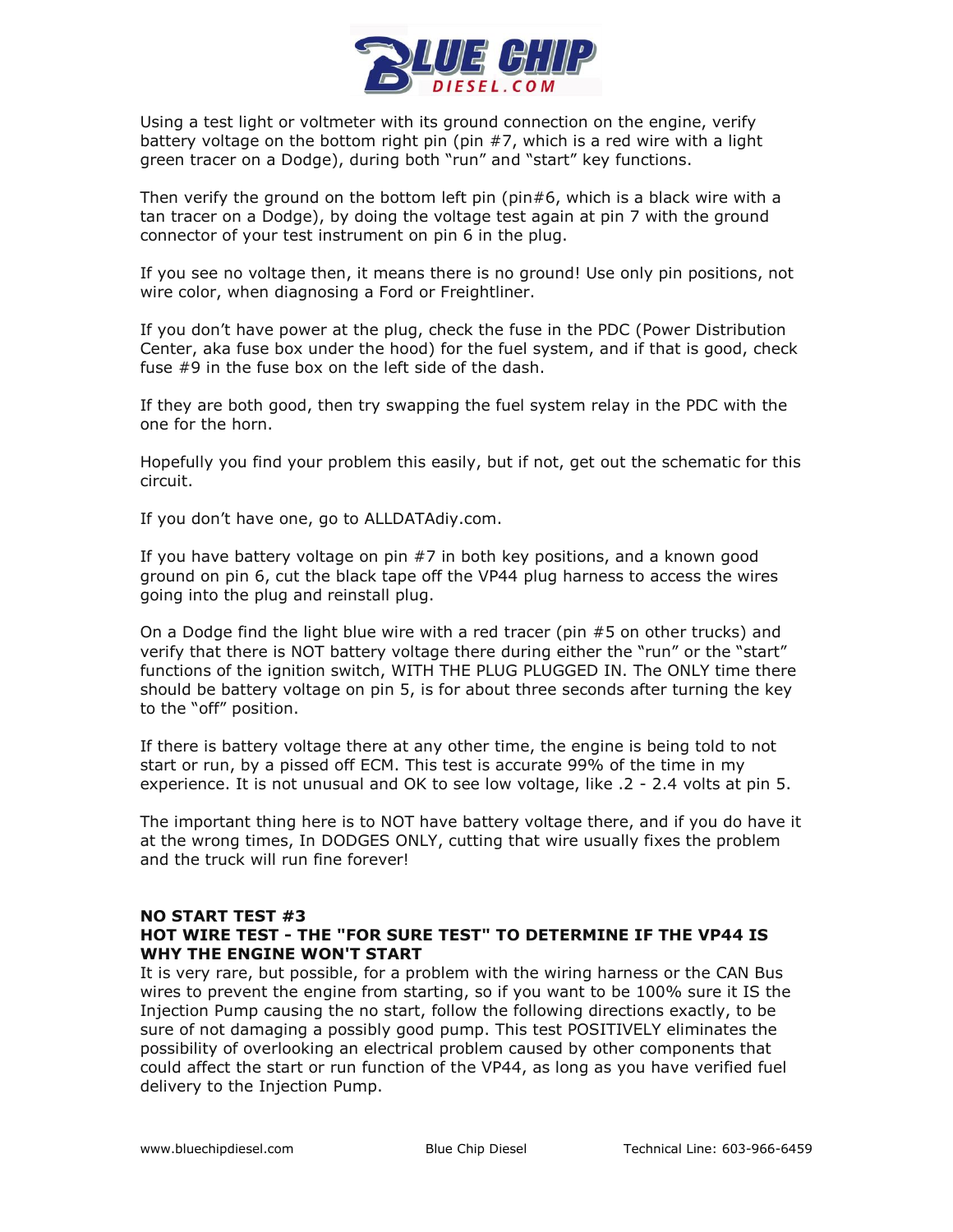Using a test light or voltmeter with its ground connection on the engine, verify battery voltage on the bottom right pin (pin #7, which is a red wire with a light green tracer on a Dodge), during both “run” and “start” key functions.

Then verify the ground on the bottom left pin (pin#6, which is a black wire with a tan tracer on a Dodge), by doing the voltage test again at pin 7 with the ground connector of your test instrument on pin 6 in the plug.

If you see no voltage then, it means there is no ground! Use only pin positions, not wire color, when diagnosing a Ford or Freightliner.

If you don’t have power at the plug, check the fuse in the PDC (Power Distribution Center, aka fuse box under the hood) for the fuel system, and if that is good, check fuse #9 in the fuse box on the left side of the dash.

If they are both good, then try swapping the fuel system relay in the PDC with the one for the horn.

Hopefully you find your problem this easily, but if not, get out the schematic for this circuit.

If you don’t have one, go to ALLDATAdiy.com.

If you have battery voltage on pin #7 in both key positions, and a known good ground on pin 6, cut the black tape off the VP44 plug harness to access the wires going into the plug and reinstall plug.

On a Dodge find the light blue wire with a red tracer (pin #5 on other trucks) and verify that there is NOT battery voltage there during either the “run” or the “start” functions of the ignition switch, WITH THE PLUG PLUGGED IN. The ONLY time there should be battery voltage on pin 5, is for about three seconds after turning the key to the “off” position.

If there is battery voltage there at any other time, the engine is being told to not start or run, by a pissed off ECM. This test is accurate 99% of the time in my experience. It is not unusual and OK to see low voltage, like .2 - 2.4 volts at pin 5.

The important thing here is to NOT have battery voltage there, and if you do have it at the wrong times, In DODGES ONLY, cutting that wire usually fixes the problem and the truck will run fine forever!

**NO START TEST #3**
**HOT WIRE TEST - THE "FOR SURE TEST" TO DETERMINE IF THE VP44 IS WHY THE ENGINE WON'T START**

It is very rare, but possible, for a problem with the wiring harness or the CAN Bus wires to prevent the engine from starting, so if you want to be 100% sure it IS the Injection Pump causing the no start, follow the following directions exactly, to be sure of not damaging a possibly good pump. This test POSITIVELY eliminates the possibility of overlooking an electrical problem caused by other components that could affect the start or run function of the VP44, as long as you have verified fuel delivery to the Injection Pump.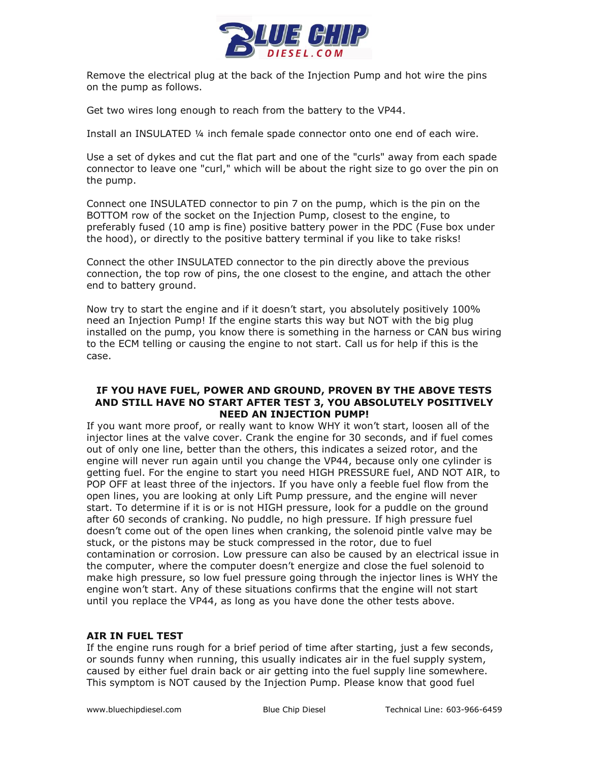Remove the electrical plug at the back of the Injection Pump and hot wire the pins on the pump as follows.

Get two wires long enough to reach from the battery to the VP44.

Install an INSULATED ¼ inch female spade connector onto one end of each wire.

Use a set of dykes and cut the flat part and one of the "curls" away from each spade connector to leave one "curl," which will be about the right size to go over the pin on the pump.

Connect one INSULATED connector to pin 7 on the pump, which is the pin on the BOTTOM row of the socket on the Injection Pump, closest to the engine, to preferably fused (10 amp is fine) positive battery power in the PDC (Fuse box under the hood), or directly to the positive battery terminal if you like to take risks!

Connect the other INSULATED connector to the pin directly above the previous connection, the top row of pins, the one closest to the engine, and attach the other end to battery ground.

Now try to start the engine and if it doesn't start, you absolutely positively 100% need an Injection Pump! If the engine starts this way but NOT with the big plug installed on the pump, you know there is something in the harness or CAN bus wiring to the ECM telling or causing the engine to not start. Call us for help if this is the case.

**IF YOU HAVE FUEL, POWER AND GROUND, PROVEN BY THE ABOVE TESTS AND STILL HAVE NO START AFTER TEST 3, YOU ABSOLUTELY POSITIVELY NEED AN INJECTION PUMP!**

If you want more proof, or really want to know WHY it won't start, loosen all of the injector lines at the valve cover. Crank the engine for 30 seconds, and if fuel comes out of only one line, better than the others, this indicates a seized rotor, and the engine will never run again until you change the VP44, because only one cylinder is getting fuel. For the engine to start you need HIGH PRESSURE fuel, AND NOT AIR, to POP OFF at least three of the injectors. If you have only a feeble fuel flow from the open lines, you are looking at only Lift Pump pressure, and the engine will never start. To determine if it is or is not HIGH pressure, look for a puddle on the ground after 60 seconds of cranking. No puddle, no high pressure. If high pressure fuel doesn't come out of the open lines when cranking, the solenoid pintle valve may be stuck, or the pistons may be stuck compressed in the rotor, due to fuel contamination or corrosion. Low pressure can also be caused by an electrical issue in the computer, where the computer doesn't energize and close the fuel solenoid to make high pressure, so low fuel pressure going through the injector lines is WHY the engine won't start. Any of these situations confirms that the engine will not start until you replace the VP44, as long as you have done the other tests above.

### AIR IN FUEL TEST

If the engine runs rough for a brief period of time after starting, just a few seconds, or sounds funny when running, this usually indicates air in the fuel supply system, caused by either fuel drain back or air getting into the fuel supply line somewhere. This symptom is NOT caused by the Injection Pump. Please know that good fuel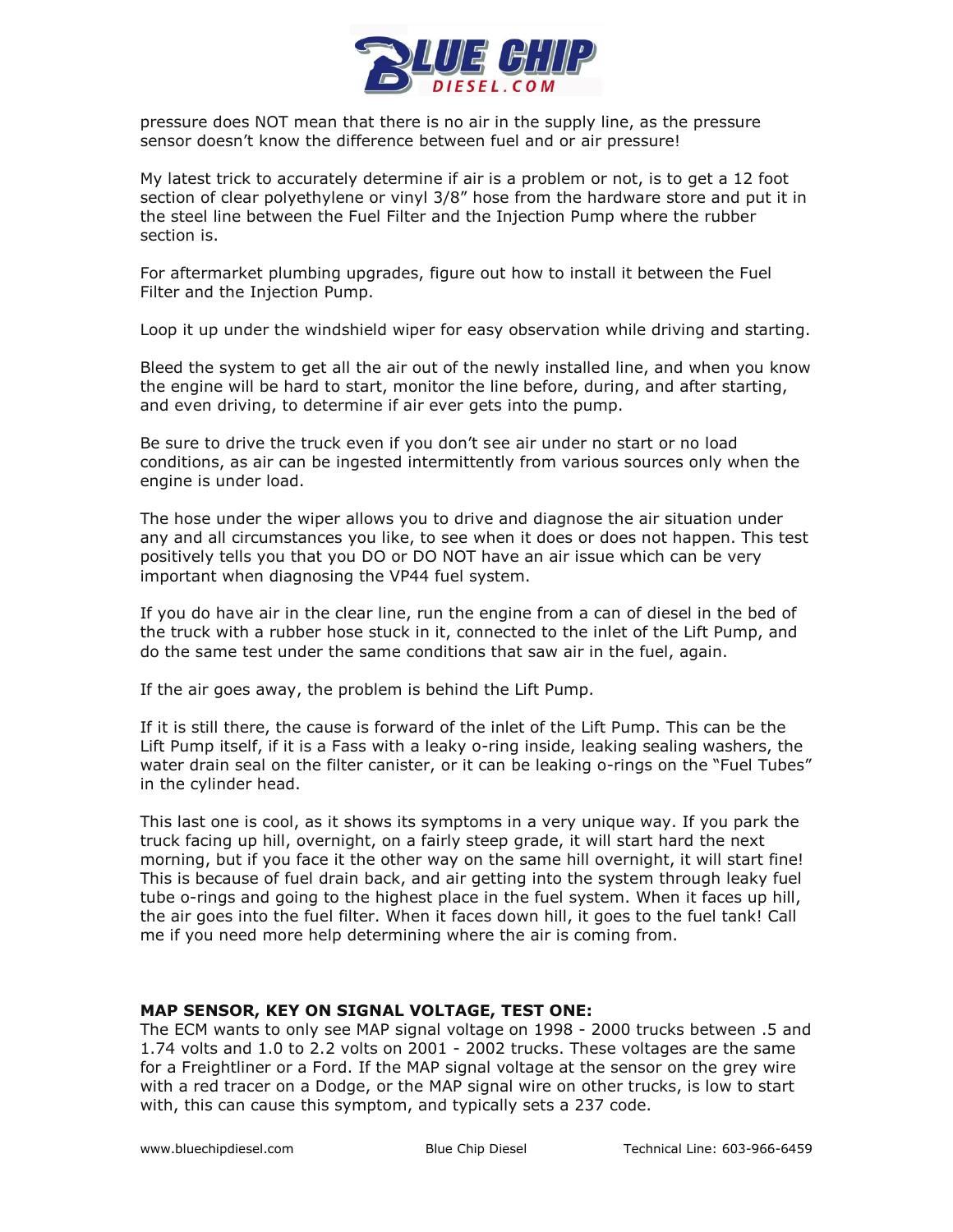pressure does NOT mean that there is no air in the supply line, as the pressure sensor doesn't know the difference between fuel and or air pressure!

My latest trick to accurately determine if air is a problem or not, is to get a 12 foot section of clear polyethylene or vinyl 3/8" hose from the hardware store and put it in the steel line between the Fuel Filter and the Injection Pump where the rubber section is.

For aftermarket plumbing upgrades, figure out how to install it between the Fuel Filter and the Injection Pump.

Loop it up under the windshield wiper for easy observation while driving and starting.

Bleed the system to get all the air out of the newly installed line, and when you know the engine will be hard to start, monitor the line before, during, and after starting, and even driving, to determine if air ever gets into the pump.

Be sure to drive the truck even if you don't see air under no start or no load conditions, as air can be ingested intermittently from various sources only when the engine is under load.

The hose under the wiper allows you to drive and diagnose the air situation under any and all circumstances you like, to see when it does or does not happen. This test positively tells you that you DO or DO NOT have an air issue which can be very important when diagnosing the VP44 fuel system.

If you do have air in the clear line, run the engine from a can of diesel in the bed of the truck with a rubber hose stuck in it, connected to the inlet of the Lift Pump, and do the same test under the same conditions that saw air in the fuel, again.

If the air goes away, the problem is behind the Lift Pump.

If it is still there, the cause is forward of the inlet of the Lift Pump. This can be the Lift Pump itself, if it is a Fass with a leaky o-ring inside, leaking sealing washers, the water drain seal on the filter canister, or it can be leaking o-rings on the "Fuel Tubes" in the cylinder head.

This last one is cool, as it shows its symptoms in a very unique way. If you park the truck facing up hill, overnight, on a fairly steep grade, it will start hard the next morning, but if you face it the other way on the same hill overnight, it will start fine! This is because of fuel drain back, and air getting into the system through leaky fuel tube o-rings and going to the highest place in the fuel system. When it faces up hill, the air goes into the fuel filter. When it faces down hill, it goes to the fuel tank! Call me if you need more help determining where the air is coming from.

**MAP SENSOR, KEY ON SIGNAL VOLTAGE, TEST ONE:**
The ECM wants to only see MAP signal voltage on 1998 - 2000 trucks between .5 and 1.74 volts and 1.0 to 2.2 volts on 2001 - 2002 trucks. These voltages are the same for a Freightliner or a Ford. If the MAP signal voltage at the sensor on the grey wire with a red tracer on a Dodge, or the MAP signal wire on other trucks, is low to start with, this can cause this symptom, and typically sets a 237 code.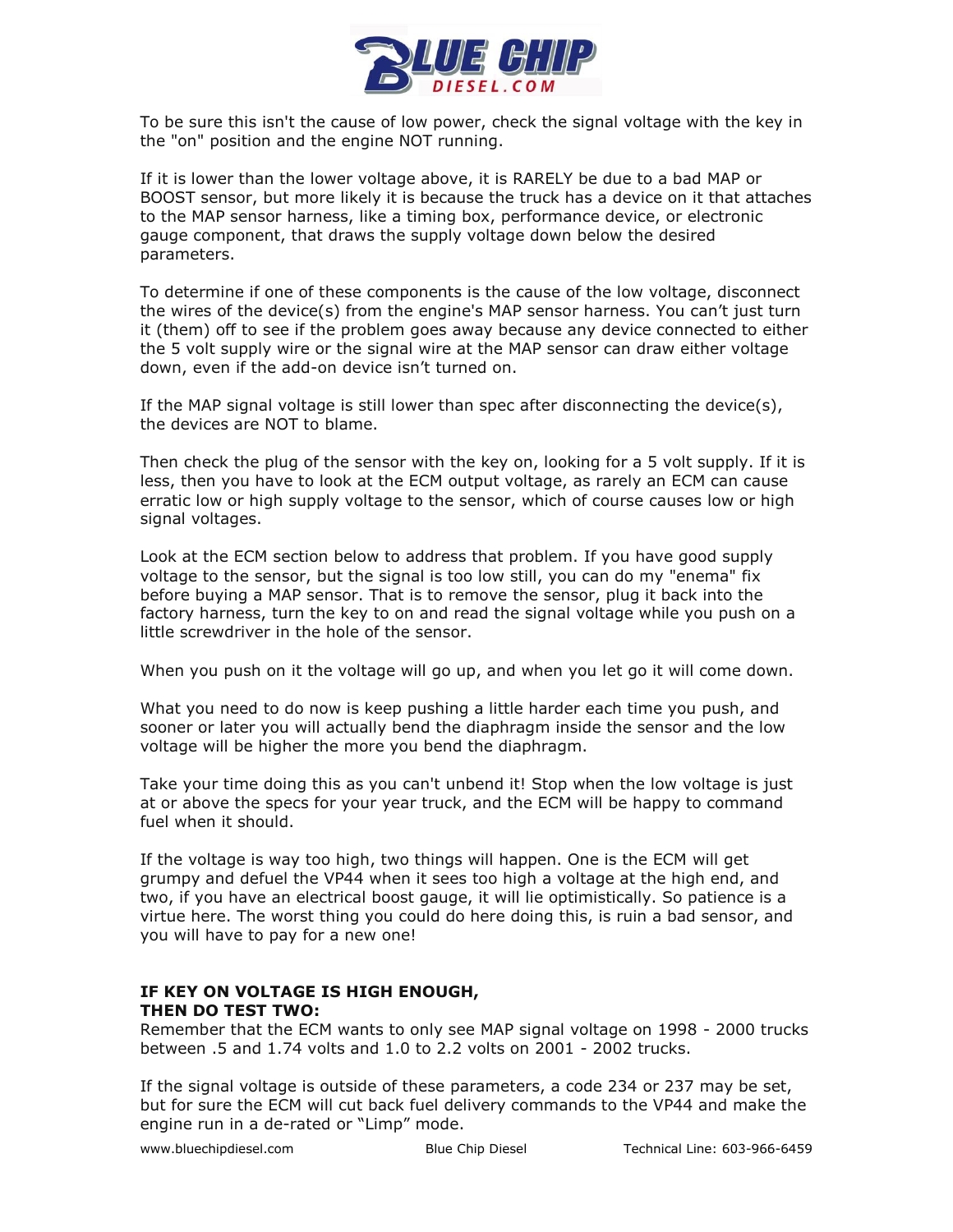To be sure this isn't the cause of low power, check the signal voltage with the key in the "on" position and the engine NOT running.

If it is lower than the lower voltage above, it is RARELY be due to a bad MAP or BOOST sensor, but more likely it is because the truck has a device on it that attaches to the MAP sensor harness, like a timing box, performance device, or electronic gauge component, that draws the supply voltage down below the desired parameters.

To determine if one of these components is the cause of the low voltage, disconnect the wires of the device(s) from the engine's MAP sensor harness. You can't just turn it (them) off to see if the problem goes away because any device connected to either the 5 volt supply wire or the signal wire at the MAP sensor can draw either voltage down, even if the add-on device isn't turned on.

If the MAP signal voltage is still lower than spec after disconnecting the device(s), the devices are NOT to blame.

Then check the plug of the sensor with the key on, looking for a 5 volt supply. If it is less, then you have to look at the ECM output voltage, as rarely an ECM can cause erratic low or high supply voltage to the sensor, which of course causes low or high signal voltages.

Look at the ECM section below to address that problem. If you have good supply voltage to the sensor, but the signal is too low still, you can do my "enema" fix before buying a MAP sensor. That is to remove the sensor, plug it back into the factory harness, turn the key to on and read the signal voltage while you push on a little screwdriver in the hole of the sensor.

When you push on it the voltage will go up, and when you let go it will come down.

What you need to do now is keep pushing a little harder each time you push, and sooner or later you will actually bend the diaphragm inside the sensor and the low voltage will be higher the more you bend the diaphragm.

Take your time doing this as you can't unbend it! Stop when the low voltage is just at or above the specs for your year truck, and the ECM will be happy to command fuel when it should.

If the voltage is way too high, two things will happen. One is the ECM will get grumpy and defuel the VP44 when it sees too high a voltage at the high end, and two, if you have an electrical boost gauge, it will lie optimistically. So patience is a virtue here. The worst thing you could do here doing this, is ruin a bad sensor, and you will have to pay for a new one!

**IF KEY ON VOLTAGE IS HIGH ENOUGH,**
**THEN DO TEST TWO:**

Remember that the ECM wants to only see MAP signal voltage on 1998 - 2000 trucks between .5 and 1.74 volts and 1.0 to 2.2 volts on 2001 - 2002 trucks.

If the signal voltage is outside of these parameters, a code 234 or 237 may be set, but for sure the ECM will cut back fuel delivery commands to the VP44 and make the engine run in a de-rated or "Limp" mode.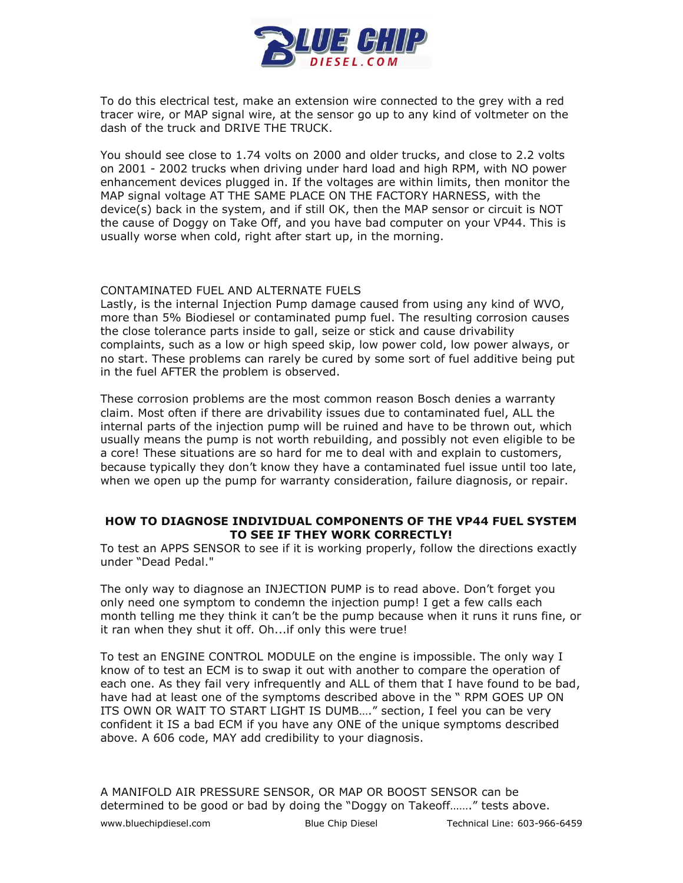To do this electrical test, make an extension wire connected to the grey with a red tracer wire, or MAP signal wire, at the sensor go up to any kind of voltmeter on the dash of the truck and DRIVE THE TRUCK.

You should see close to 1.74 volts on 2000 and older trucks, and close to 2.2 volts on 2001 - 2002 trucks when driving under hard load and high RPM, with NO power enhancement devices plugged in. If the voltages are within limits, then monitor the MAP signal voltage AT THE SAME PLACE ON THE FACTORY HARNESS, with the device(s) back in the system, and if still OK, then the MAP sensor or circuit is NOT the cause of Doggy on Take Off, and you have bad computer on your VP44. This is usually worse when cold, right after start up, in the morning.

CONTAMINATED FUEL AND ALTERNATE FUELS

Lastly, is the internal Injection Pump damage caused from using any kind of WVO, more than 5% Biodiesel or contaminated pump fuel. The resulting corrosion causes the close tolerance parts inside to gall, seize or stick and cause drivability complaints, such as a low or high speed skip, low power cold, low power always, or no start. These problems can rarely be cured by some sort of fuel additive being put in the fuel AFTER the problem is observed.

These corrosion problems are the most common reason Bosch denies a warranty claim. Most often if there are drivability issues due to contaminated fuel, ALL the internal parts of the injection pump will be ruined and have to be thrown out, which usually means the pump is not worth rebuilding, and possibly not even eligible to be a core! These situations are so hard for me to deal with and explain to customers, because typically they don't know they have a contaminated fuel issue until too late, when we open up the pump for warranty consideration, failure diagnosis, or repair.

## HOW TO DIAGNOSE INDIVIDUAL COMPONENTS OF THE VP44 FUEL SYSTEM TO SEE IF THEY WORK CORRECTLY!

To test an APPS SENSOR to see if it is working properly, follow the directions exactly under "Dead Pedal."

The only way to diagnose an INJECTION PUMP is to read above. Don't forget you only need one symptom to condemn the injection pump! I get a few calls each month telling me they think it can't be the pump because when it runs it runs fine, or it ran when they shut it off. Oh...if only this were true!

To test an ENGINE CONTROL MODULE on the engine is impossible. The only way I know of to test an ECM is to swap it out with another to compare the operation of each one. As they fail very infrequently and ALL of them that I have found to be bad, have had at least one of the symptoms described above in the " RPM GOES UP ON ITS OWN OR WAIT TO START LIGHT IS DUMB…." section, I feel you can be very confident it IS a bad ECM if you have any ONE of the unique symptoms described above. A 606 code, MAY add credibility to your diagnosis.

A MANIFOLD AIR PRESSURE SENSOR, OR MAP OR BOOST SENSOR can be determined to be good or bad by doing the "Doggy on Takeoff……." tests above.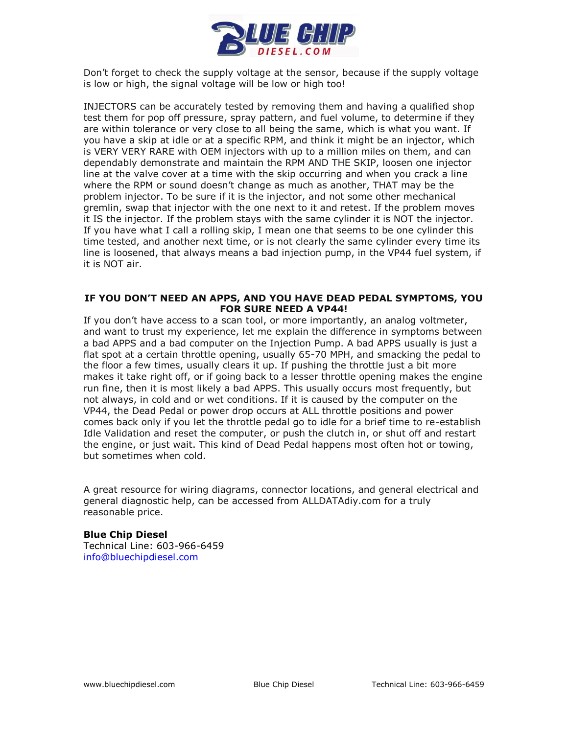Don't forget to check the supply voltage at the sensor, because if the supply voltage is low or high, the signal voltage will be low or high too!

INJECTORS can be accurately tested by removing them and having a qualified shop test them for pop off pressure, spray pattern, and fuel volume, to determine if they are within tolerance or very close to all being the same, which is what you want. If you have a skip at idle or at a specific RPM, and think it might be an injector, which is VERY VERY RARE with OEM injectors with up to a million miles on them, and can dependably demonstrate and maintain the RPM AND THE SKIP, loosen one injector line at the valve cover at a time with the skip occurring and when you crack a line where the RPM or sound doesn't change as much as another, THAT may be the problem injector. To be sure if it is the injector, and not some other mechanical gremlin, swap that injector with the one next to it and retest. If the problem moves it IS the injector. If the problem stays with the same cylinder it is NOT the injector. If you have what I call a rolling skip, I mean one that seems to be one cylinder this time tested, and another next time, or is not clearly the same cylinder every time its line is loosened, that always means a bad injection pump, in the VP44 fuel system, if it is NOT air.

**IF YOU DON'T NEED AN APPS, AND YOU HAVE DEAD PEDAL SYMPTOMS, YOU FOR SURE NEED A VP44!**

If you don't have access to a scan tool, or more importantly, an analog voltmeter, and want to trust my experience, let me explain the difference in symptoms between a bad APPS and a bad computer on the Injection Pump. A bad APPS usually is just a flat spot at a certain throttle opening, usually 65-70 MPH, and smacking the pedal to the floor a few times, usually clears it up. If pushing the throttle just a bit more makes it take right off, or if going back to a lesser throttle opening makes the engine run fine, then it is most likely a bad APPS. This usually occurs most frequently, but not always, in cold and or wet conditions. If it is caused by the computer on the VP44, the Dead Pedal or power drop occurs at ALL throttle positions and power comes back only if you let the throttle pedal go to idle for a brief time to re-establish Idle Validation and reset the computer, or push the clutch in, or shut off and restart the engine, or just wait. This kind of Dead Pedal happens most often hot or towing, but sometimes when cold.

A great resource for wiring diagrams, connector locations, and general electrical and general diagnostic help, can be accessed from ALLDATAdiy.com for a truly reasonable price.

**Blue Chip Diesel**
Technical Line: 603-966-6459
info@bluechipdiesel.com